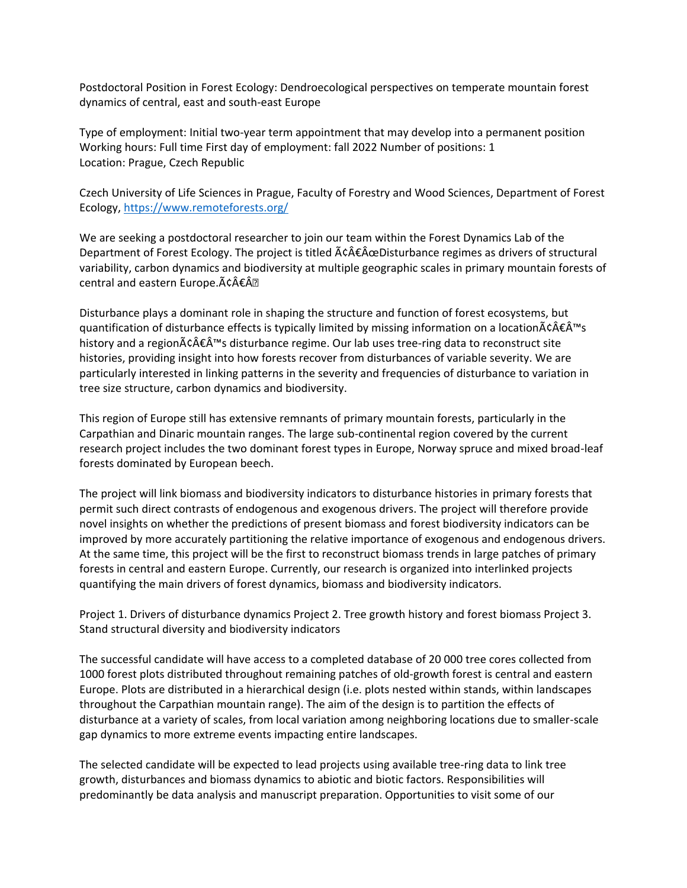Postdoctoral Position in Forest Ecology: Dendroecological perspectives on temperate mountain forest dynamics of central, east and south-east Europe

Type of employment: Initial two-year term appointment that may develop into a permanent position
Working hours: Full time First day of employment: fall 2022 Number of positions: 1
Location: Prague, Czech Republic

Czech University of Life Sciences in Prague, Faculty of Forestry and Wood Sciences, Department of Forest Ecology, https://www.remoteforests.org/

We are seeking a postdoctoral researcher to join our team within the Forest Dynamics Lab of the Department of Forest Ecology. The project is titled Ã¢Â€ÂœDisturbance regimes as drivers of structural variability, carbon dynamics and biodiversity at multiple geographic scales in primary mountain forests of central and eastern Europe.Ã¢Â€Â

Disturbance plays a dominant role in shaping the structure and function of forest ecosystems, but quantification of disturbance effects is typically limited by missing information on a locationÃ¢Â€Â™s history and a regionÃ¢Â€Â™s disturbance regime. Our lab uses tree-ring data to reconstruct site histories, providing insight into how forests recover from disturbances of variable severity. We are particularly interested in linking patterns in the severity and frequencies of disturbance to variation in tree size structure, carbon dynamics and biodiversity.

This region of Europe still has extensive remnants of primary mountain forests, particularly in the Carpathian and Dinaric mountain ranges. The large sub-continental region covered by the current research project includes the two dominant forest types in Europe, Norway spruce and mixed broad-leaf forests dominated by European beech.

The project will link biomass and biodiversity indicators to disturbance histories in primary forests that permit such direct contrasts of endogenous and exogenous drivers. The project will therefore provide novel insights on whether the predictions of present biomass and forest biodiversity indicators can be improved by more accurately partitioning the relative importance of exogenous and endogenous drivers. At the same time, this project will be the first to reconstruct biomass trends in large patches of primary forests in central and eastern Europe. Currently, our research is organized into interlinked projects quantifying the main drivers of forest dynamics, biomass and biodiversity indicators.

Project 1. Drivers of disturbance dynamics Project 2. Tree growth history and forest biomass Project 3. Stand structural diversity and biodiversity indicators

The successful candidate will have access to a completed database of 20 000 tree cores collected from 1000 forest plots distributed throughout remaining patches of old-growth forest is central and eastern Europe. Plots are distributed in a hierarchical design (i.e. plots nested within stands, within landscapes throughout the Carpathian mountain range). The aim of the design is to partition the effects of disturbance at a variety of scales, from local variation among neighboring locations due to smaller-scale gap dynamics to more extreme events impacting entire landscapes.

The selected candidate will be expected to lead projects using available tree-ring data to link tree growth, disturbances and biomass dynamics to abiotic and biotic factors. Responsibilities will predominantly be data analysis and manuscript preparation. Opportunities to visit some of our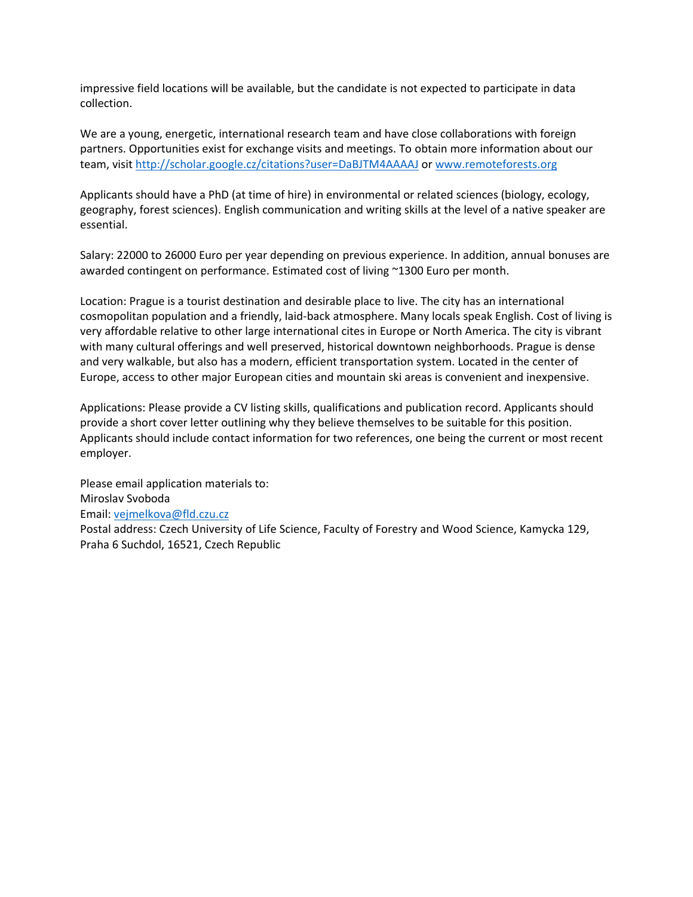impressive field locations will be available, but the candidate is not expected to participate in data collection.

We are a young, energetic, international research team and have close collaborations with foreign partners. Opportunities exist for exchange visits and meetings. To obtain more information about our team, visit [http://scholar.google.cz/citations?user=DaBJTM4AAAAJ](http://scholar.google.cz/citations?user=DaBJTM4AAAAJ) or [www.remoteforests.org](http://www.remoteforests.org)

Applicants should have a PhD (at time of hire) in environmental or related sciences (biology, ecology, geography, forest sciences). English communication and writing skills at the level of a native speaker are essential.

Salary: 22000 to 26000 Euro per year depending on previous experience. In addition, annual bonuses are awarded contingent on performance. Estimated cost of living ~1300 Euro per month.

Location: Prague is a tourist destination and desirable place to live. The city has an international cosmopolitan population and a friendly, laid-back atmosphere. Many locals speak English. Cost of living is very affordable relative to other large international cites in Europe or North America. The city is vibrant with many cultural offerings and well preserved, historical downtown neighborhoods. Prague is dense and very walkable, but also has a modern, efficient transportation system. Located in the center of Europe, access to other major European cities and mountain ski areas is convenient and inexpensive.

Applications: Please provide a CV listing skills, qualifications and publication record. Applicants should provide a short cover letter outlining why they believe themselves to be suitable for this position. Applicants should include contact information for two references, one being the current or most recent employer.

Please email application materials to:
Miroslav Svoboda
Email: [vejmelkova@fld.czu.cz](mailto:vejmelkova@fld.czu.cz)
Postal address: Czech University of Life Science, Faculty of Forestry and Wood Science, Kamycka 129, Praha 6 Suchdol, 16521, Czech Republic